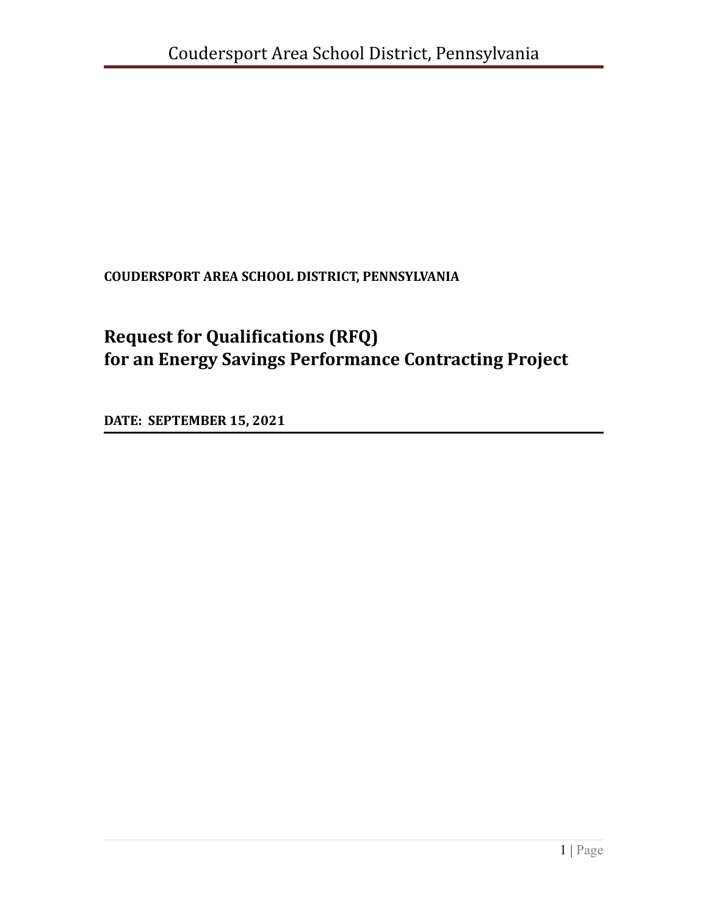**COUDERSPORT AREA SCHOOL DISTRICT, PENNSYLVANIA**

# Request for Qualifications (RFQ) for an Energy Savings Performance Contracting Project

**DATE: SEPTEMBER 15, 2021**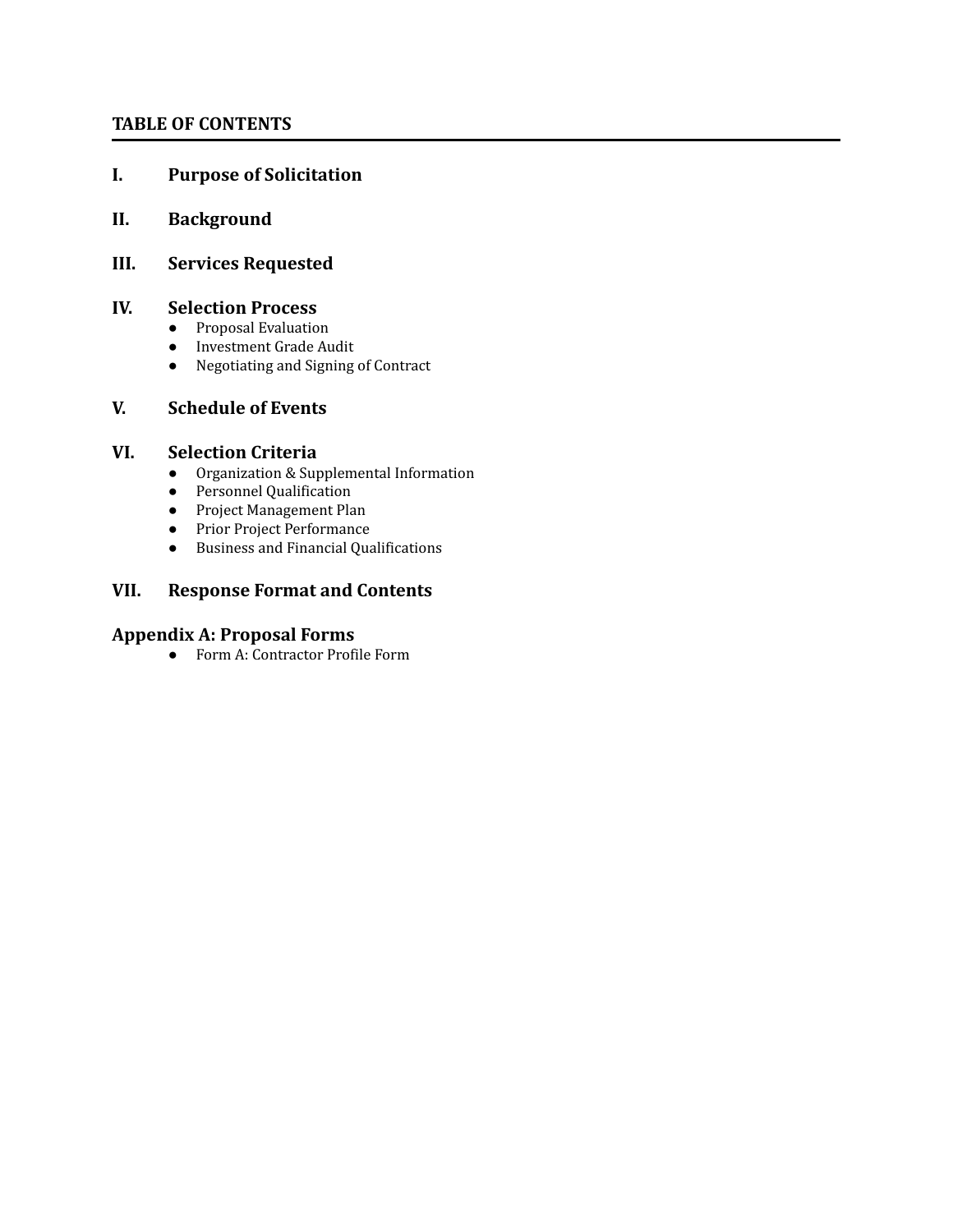## TABLE OF CONTENTS

**I. Purpose of Solicitation**

**II. Background**

**III. Services Requested**

**IV. Selection Process**
- Proposal Evaluation
- Investment Grade Audit
- Negotiating and Signing of Contract

**V. Schedule of Events**

**VI. Selection Criteria**
- Organization & Supplemental Information
- Personnel Qualification
- Project Management Plan
- Prior Project Performance
- Business and Financial Qualifications

**VII. Response Format and Contents**

**Appendix A: Proposal Forms**
- Form A: Contractor Profile Form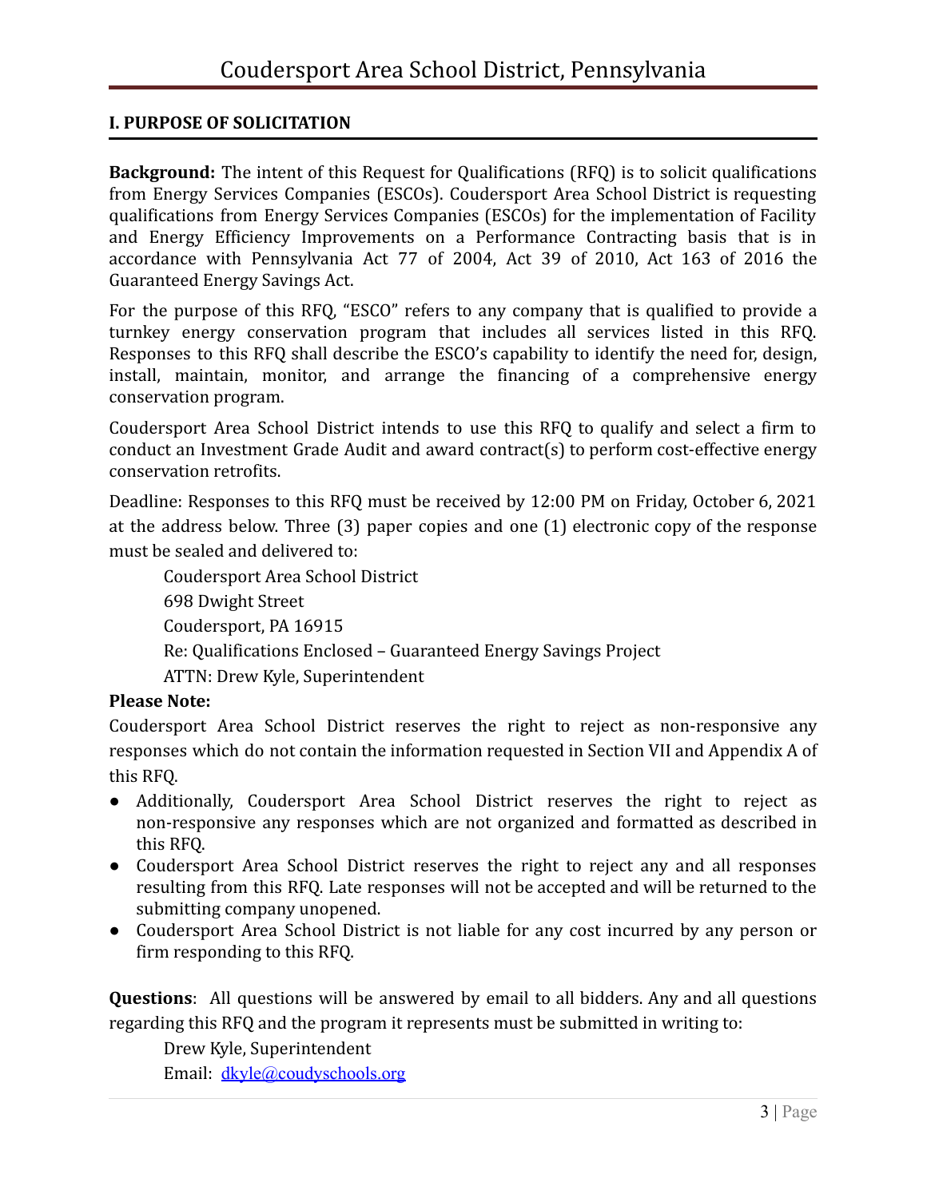## I. PURPOSE OF SOLICITATION

**Background:** The intent of this Request for Qualifications (RFQ) is to solicit qualifications from Energy Services Companies (ESCOs). Coudersport Area School District is requesting qualifications from Energy Services Companies (ESCOs) for the implementation of Facility and Energy Efficiency Improvements on a Performance Contracting basis that is in accordance with Pennsylvania Act 77 of 2004, Act 39 of 2010, Act 163 of 2016 the Guaranteed Energy Savings Act.

For the purpose of this RFQ, "ESCO" refers to any company that is qualified to provide a turnkey energy conservation program that includes all services listed in this RFQ. Responses to this RFQ shall describe the ESCO's capability to identify the need for, design, install, maintain, monitor, and arrange the financing of a comprehensive energy conservation program.

Coudersport Area School District intends to use this RFQ to qualify and select a firm to conduct an Investment Grade Audit and award contract(s) to perform cost-effective energy conservation retrofits.

Deadline: Responses to this RFQ must be received by 12:00 PM on Friday, October 6, 2021 at the address below. Three (3) paper copies and one (1) electronic copy of the response must be sealed and delivered to:

Coudersport Area School District
698 Dwight Street
Coudersport, PA 16915
Re: Qualifications Enclosed – Guaranteed Energy Savings Project
ATTN: Drew Kyle, Superintendent

**Please Note:**

Coudersport Area School District reserves the right to reject as non-responsive any responses which do not contain the information requested in Section VII and Appendix A of this RFQ.

- Additionally, Coudersport Area School District reserves the right to reject as non-responsive any responses which are not organized and formatted as described in this RFQ.
- Coudersport Area School District reserves the right to reject any and all responses resulting from this RFQ. Late responses will not be accepted and will be returned to the submitting company unopened.
- Coudersport Area School District is not liable for any cost incurred by any person or firm responding to this RFQ.

**Questions**: All questions will be answered by email to all bidders. Any and all questions regarding this RFQ and the program it represents must be submitted in writing to:

Drew Kyle, Superintendent
Email: dkyle@coudyschools.org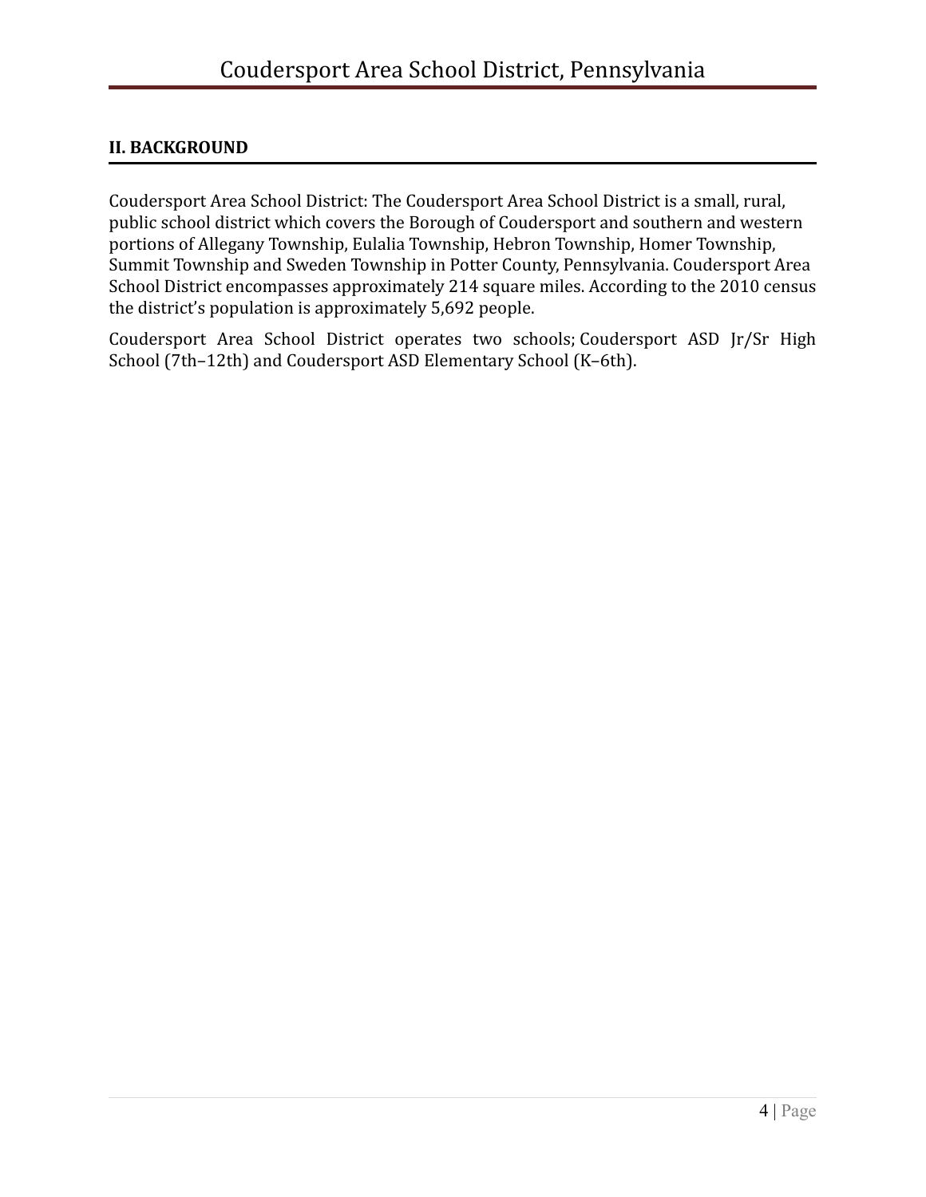## II. BACKGROUND

Coudersport Area School District: The Coudersport Area School District is a small, rural, public school district which covers the Borough of Coudersport and southern and western portions of Allegany Township, Eulalia Township, Hebron Township, Homer Township, Summit Township and Sweden Township in Potter County, Pennsylvania. Coudersport Area School District encompasses approximately 214 square miles. According to the 2010 census the district's population is approximately 5,692 people.

Coudersport Area School District operates two schools; Coudersport ASD Jr/Sr High School (7th–12th) and Coudersport ASD Elementary School (K–6th).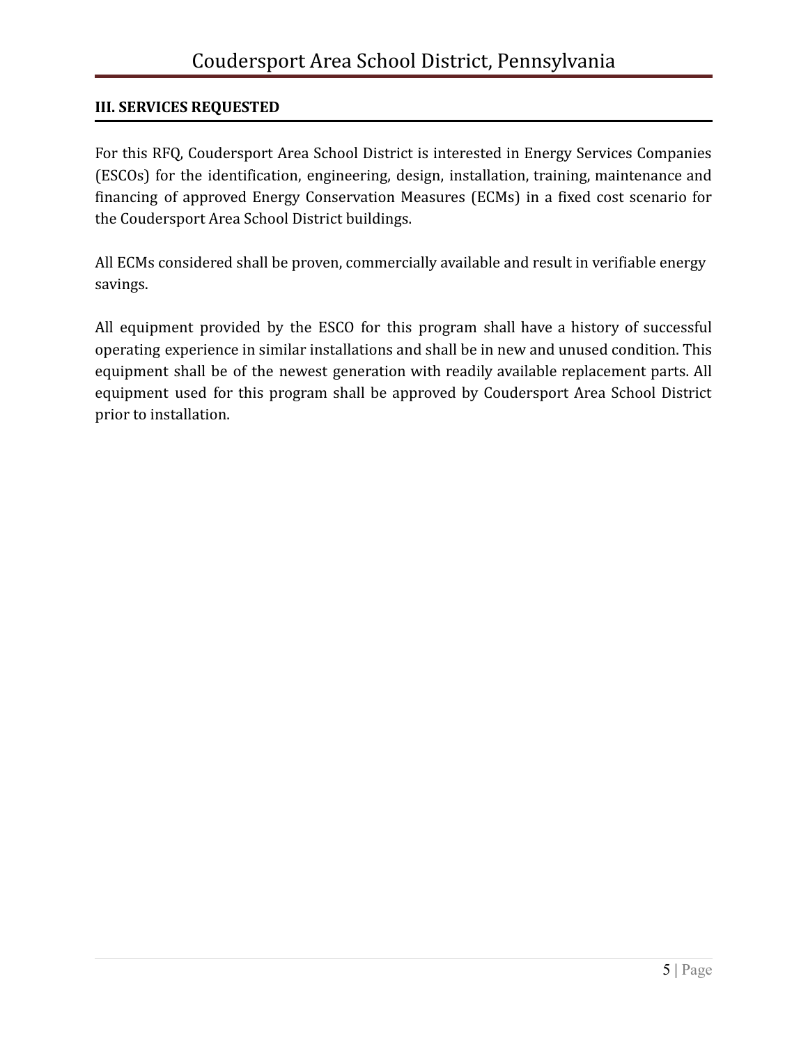## III. SERVICES REQUESTED

For this RFQ, Coudersport Area School District is interested in Energy Services Companies (ESCOs) for the identification, engineering, design, installation, training, maintenance and financing of approved Energy Conservation Measures (ECMs) in a fixed cost scenario for the Coudersport Area School District buildings.

All ECMs considered shall be proven, commercially available and result in verifiable energy savings.

All equipment provided by the ESCO for this program shall have a history of successful operating experience in similar installations and shall be in new and unused condition. This equipment shall be of the newest generation with readily available replacement parts. All equipment used for this program shall be approved by Coudersport Area School District prior to installation.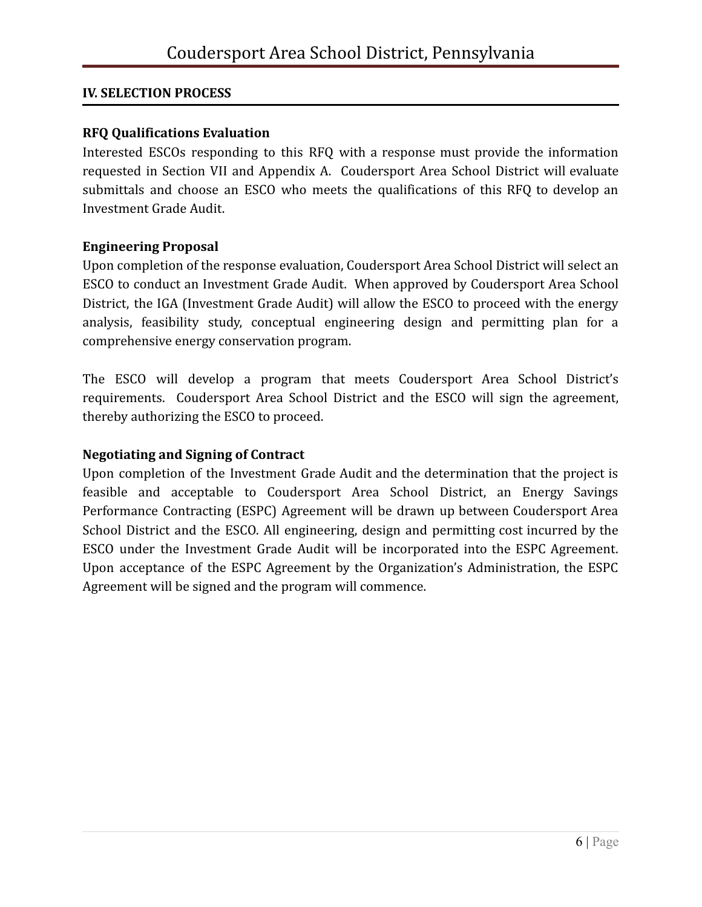## IV. SELECTION PROCESS

### RFQ Qualifications Evaluation

Interested ESCOs responding to this RFQ with a response must provide the information requested in Section VII and Appendix A. Coudersport Area School District will evaluate submittals and choose an ESCO who meets the qualifications of this RFQ to develop an Investment Grade Audit.

### Engineering Proposal

Upon completion of the response evaluation, Coudersport Area School District will select an ESCO to conduct an Investment Grade Audit. When approved by Coudersport Area School District, the IGA (Investment Grade Audit) will allow the ESCO to proceed with the energy analysis, feasibility study, conceptual engineering design and permitting plan for a comprehensive energy conservation program.

The ESCO will develop a program that meets Coudersport Area School District's requirements. Coudersport Area School District and the ESCO will sign the agreement, thereby authorizing the ESCO to proceed.

### Negotiating and Signing of Contract

Upon completion of the Investment Grade Audit and the determination that the project is feasible and acceptable to Coudersport Area School District, an Energy Savings Performance Contracting (ESPC) Agreement will be drawn up between Coudersport Area School District and the ESCO. All engineering, design and permitting cost incurred by the ESCO under the Investment Grade Audit will be incorporated into the ESPC Agreement. Upon acceptance of the ESPC Agreement by the Organization's Administration, the ESPC Agreement will be signed and the program will commence.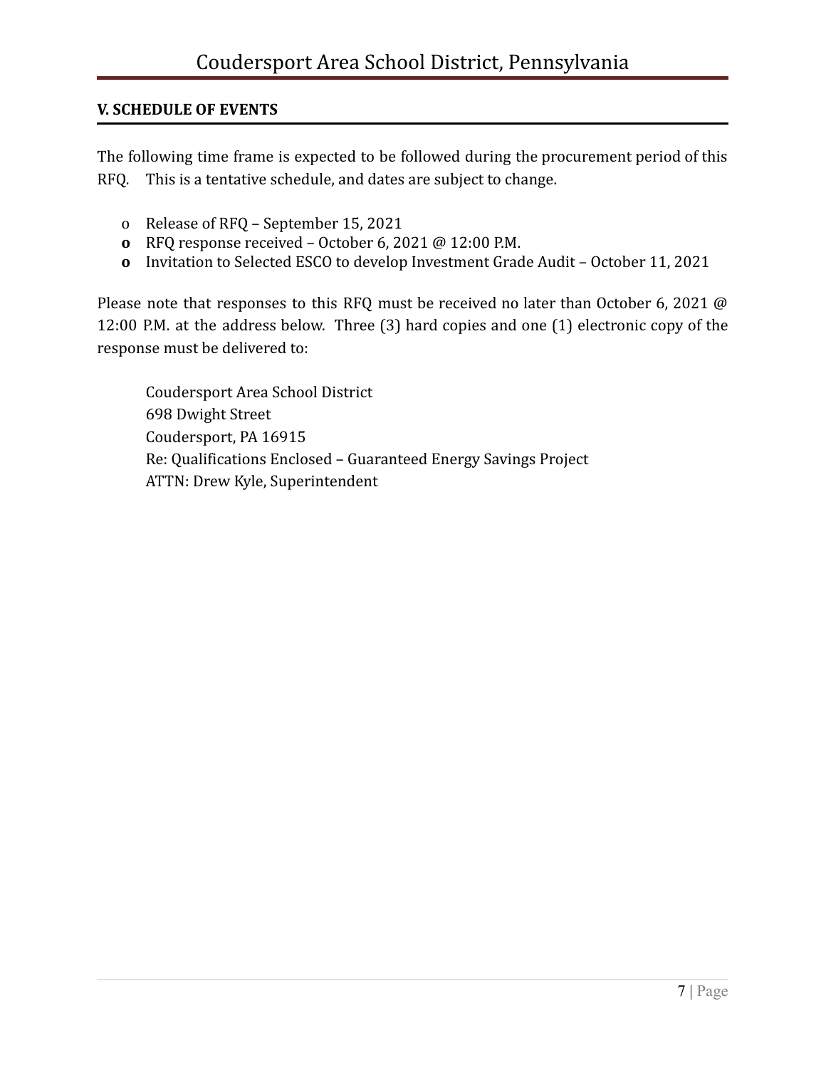## V. SCHEDULE OF EVENTS

The following time frame is expected to be followed during the procurement period of this RFQ. This is a tentative schedule, and dates are subject to change.

- Release of RFQ – September 15, 2021
- RFQ response received – October 6, 2021 @ 12:00 P.M.
- Invitation to Selected ESCO to develop Investment Grade Audit – October 11, 2021

Please note that responses to this RFQ must be received no later than October 6, 2021 @ 12:00 P.M. at the address below. Three (3) hard copies and one (1) electronic copy of the response must be delivered to:

Coudersport Area School District
698 Dwight Street
Coudersport, PA 16915
Re: Qualifications Enclosed – Guaranteed Energy Savings Project
ATTN: Drew Kyle, Superintendent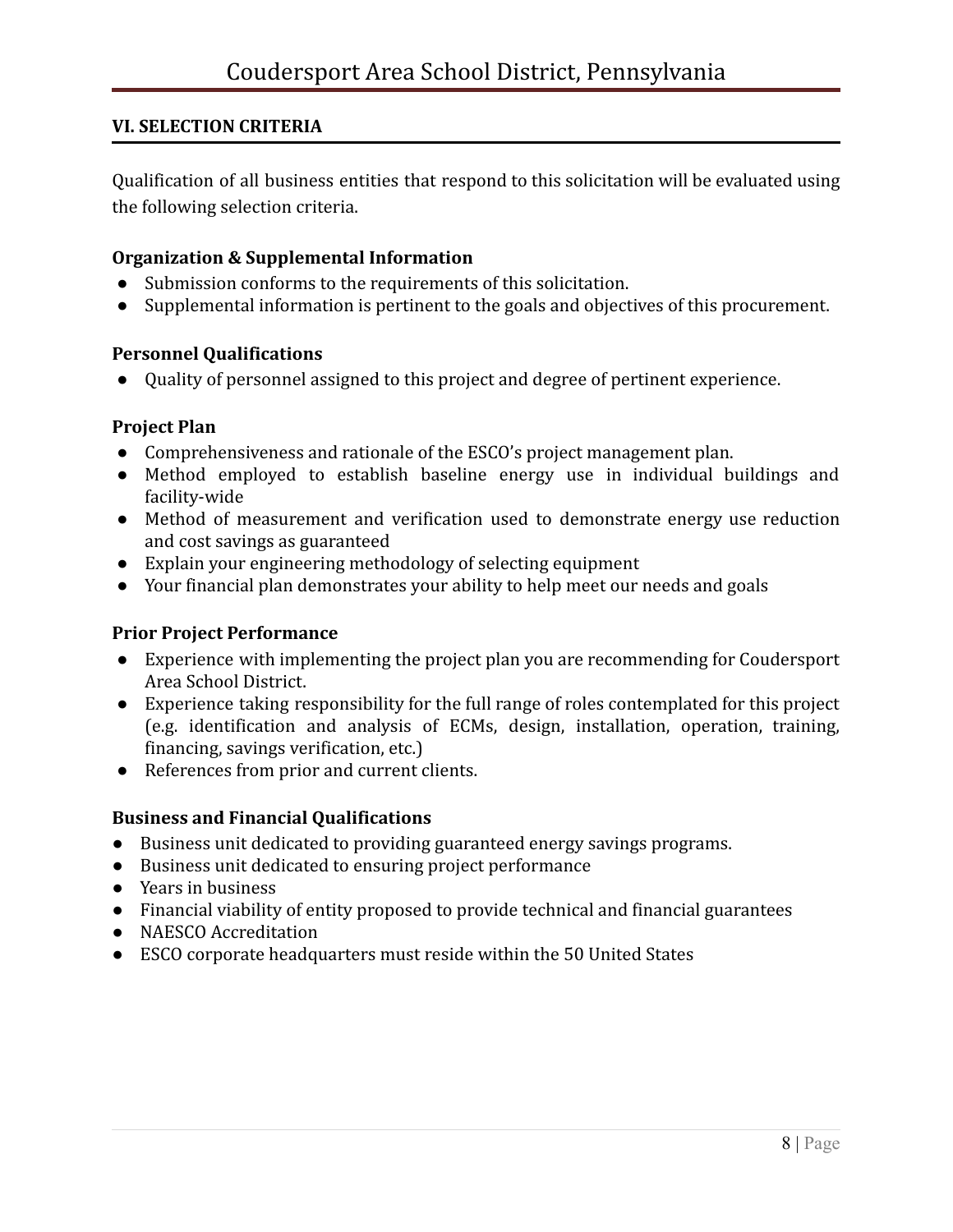## VI. SELECTION CRITERIA

Qualification of all business entities that respond to this solicitation will be evaluated using the following selection criteria.

**Organization & Supplemental Information**

- Submission conforms to the requirements of this solicitation.
- Supplemental information is pertinent to the goals and objectives of this procurement.

**Personnel Qualifications**

- Quality of personnel assigned to this project and degree of pertinent experience.

**Project Plan**

- Comprehensiveness and rationale of the ESCO's project management plan.
- Method employed to establish baseline energy use in individual buildings and facility-wide
- Method of measurement and verification used to demonstrate energy use reduction and cost savings as guaranteed
- Explain your engineering methodology of selecting equipment
- Your financial plan demonstrates your ability to help meet our needs and goals

**Prior Project Performance**

- Experience with implementing the project plan you are recommending for Coudersport Area School District.
- Experience taking responsibility for the full range of roles contemplated for this project (e.g. identification and analysis of ECMs, design, installation, operation, training, financing, savings verification, etc.)
- References from prior and current clients.

**Business and Financial Qualifications**

- Business unit dedicated to providing guaranteed energy savings programs.
- Business unit dedicated to ensuring project performance
- Years in business
- Financial viability of entity proposed to provide technical and financial guarantees
- NAESCO Accreditation
- ESCO corporate headquarters must reside within the 50 United States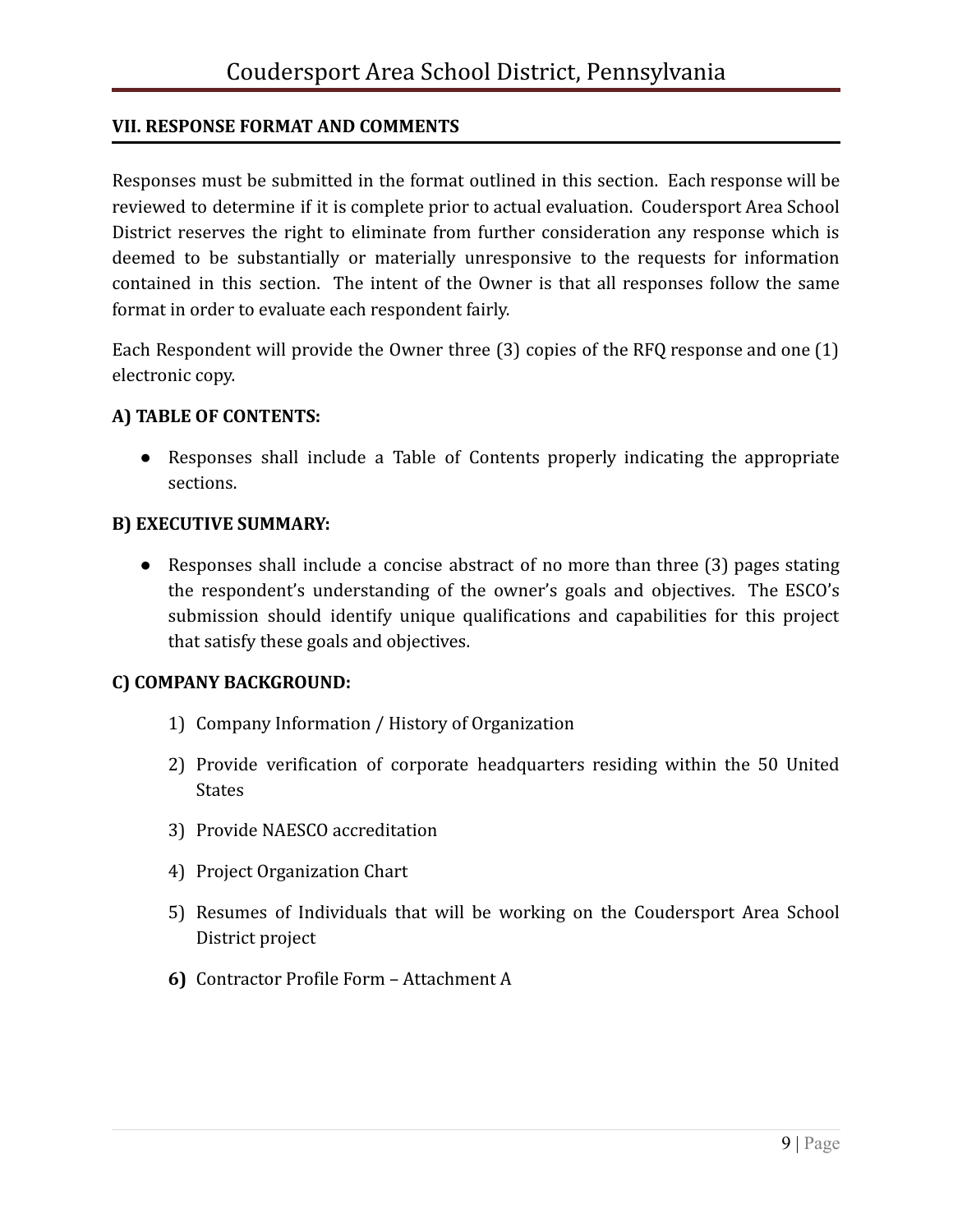## VII. RESPONSE FORMAT AND COMMENTS

Responses must be submitted in the format outlined in this section. Each response will be reviewed to determine if it is complete prior to actual evaluation. Coudersport Area School District reserves the right to eliminate from further consideration any response which is deemed to be substantially or materially unresponsive to the requests for information contained in this section. The intent of the Owner is that all responses follow the same format in order to evaluate each respondent fairly.

Each Respondent will provide the Owner three (3) copies of the RFQ response and one (1) electronic copy.

**A) TABLE OF CONTENTS:**

- Responses shall include a Table of Contents properly indicating the appropriate sections.

**B) EXECUTIVE SUMMARY:**

- Responses shall include a concise abstract of no more than three (3) pages stating the respondent's understanding of the owner's goals and objectives. The ESCO's submission should identify unique qualifications and capabilities for this project that satisfy these goals and objectives.

**C) COMPANY BACKGROUND:**

1) Company Information / History of Organization
2) Provide verification of corporate headquarters residing within the 50 United States
3) Provide NAESCO accreditation
4) Project Organization Chart
5) Resumes of Individuals that will be working on the Coudersport Area School District project
6) Contractor Profile Form – Attachment A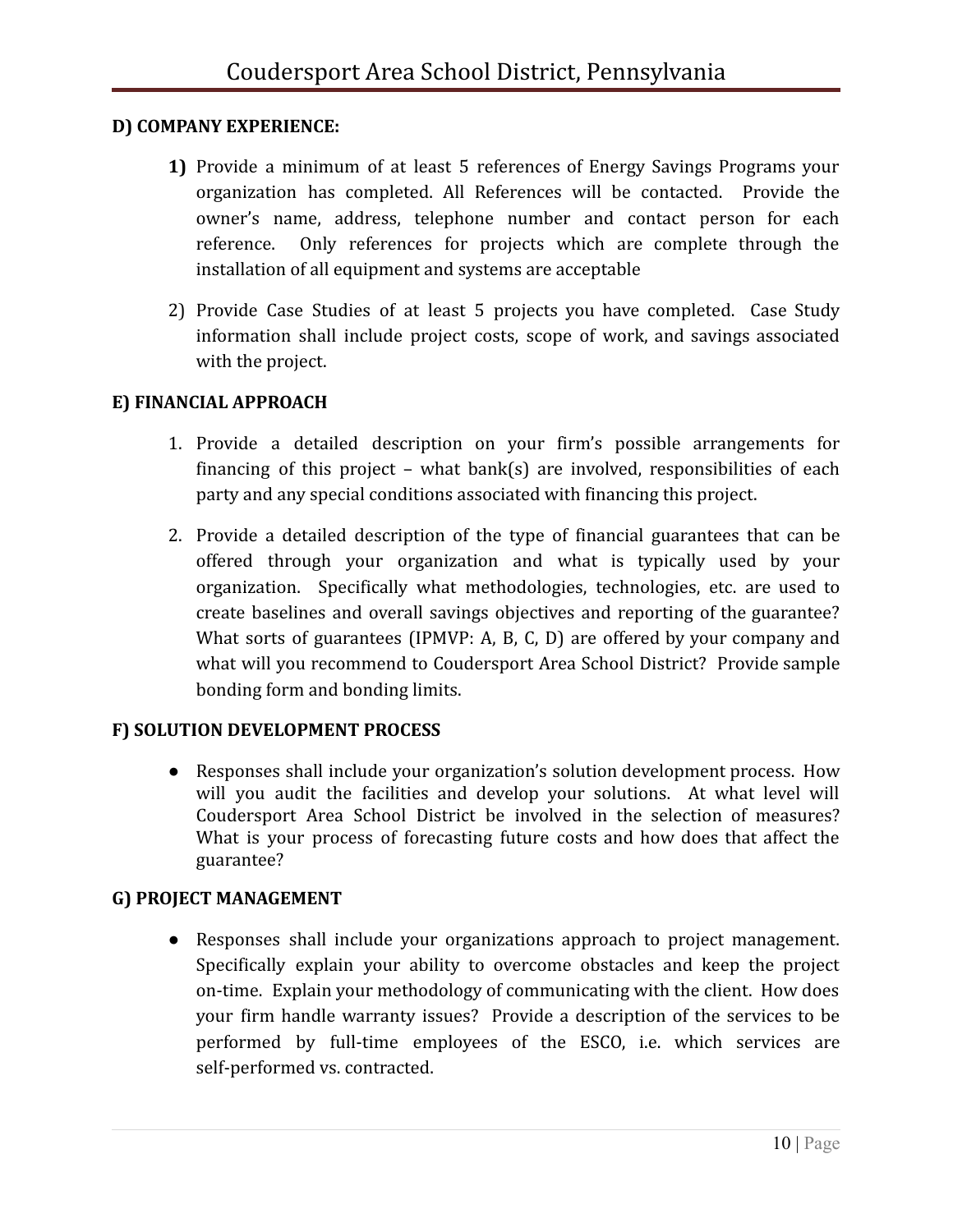**D) COMPANY EXPERIENCE:**

1) Provide a minimum of at least 5 references of Energy Savings Programs your organization has completed. All References will be contacted. Provide the owner's name, address, telephone number and contact person for each reference. Only references for projects which are complete through the installation of all equipment and systems are acceptable

2) Provide Case Studies of at least 5 projects you have completed. Case Study information shall include project costs, scope of work, and savings associated with the project.

**E) FINANCIAL APPROACH**

1. Provide a detailed description on your firm's possible arrangements for financing of this project – what bank(s) are involved, responsibilities of each party and any special conditions associated with financing this project.

2. Provide a detailed description of the type of financial guarantees that can be offered through your organization and what is typically used by your organization. Specifically what methodologies, technologies, etc. are used to create baselines and overall savings objectives and reporting of the guarantee? What sorts of guarantees (IPMVP: A, B, C, D) are offered by your company and what will you recommend to Coudersport Area School District? Provide sample bonding form and bonding limits.

**F) SOLUTION DEVELOPMENT PROCESS**

- Responses shall include your organization's solution development process. How will you audit the facilities and develop your solutions. At what level will Coudersport Area School District be involved in the selection of measures? What is your process of forecasting future costs and how does that affect the guarantee?

**G) PROJECT MANAGEMENT**

- Responses shall include your organizations approach to project management. Specifically explain your ability to overcome obstacles and keep the project on-time. Explain your methodology of communicating with the client. How does your firm handle warranty issues? Provide a description of the services to be performed by full-time employees of the ESCO, i.e. which services are self-performed vs. contracted.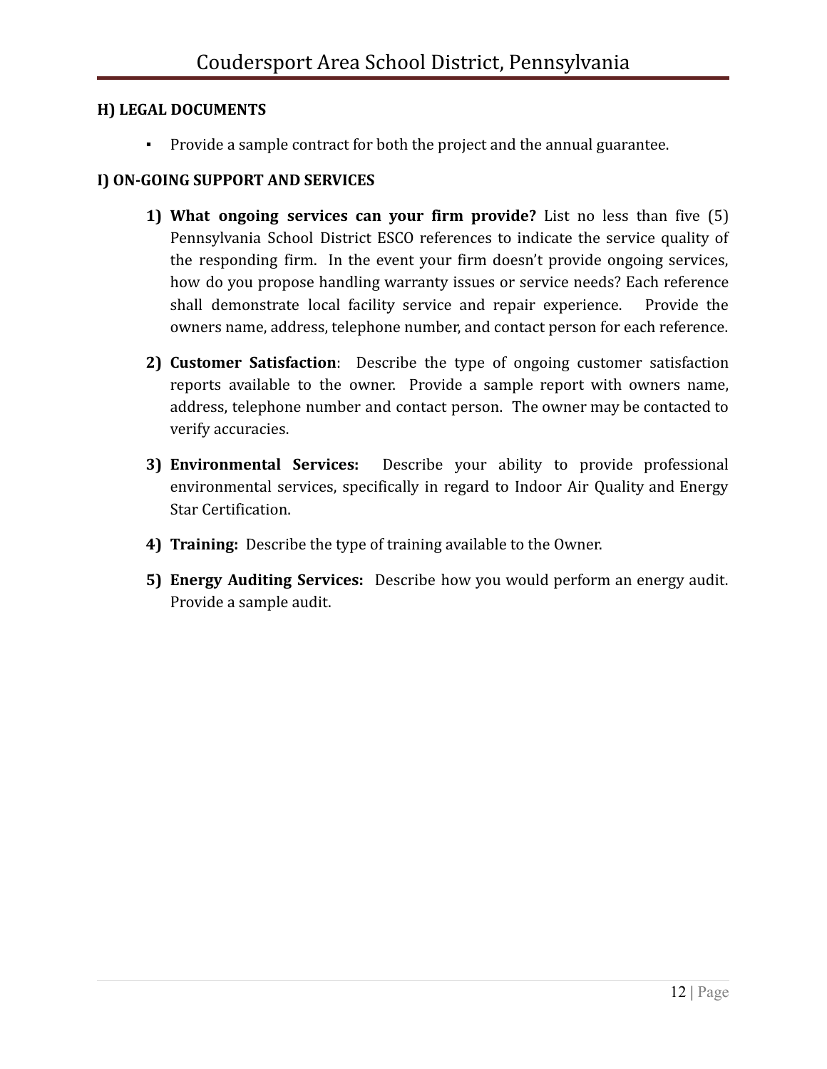**H) LEGAL DOCUMENTS**

- Provide a sample contract for both the project and the annual guarantee.

**I) ON-GOING SUPPORT AND SERVICES**

1) **What ongoing services can your firm provide?** List no less than five (5) Pennsylvania School District ESCO references to indicate the service quality of the responding firm. In the event your firm doesn't provide ongoing services, how do you propose handling warranty issues or service needs? Each reference shall demonstrate local facility service and repair experience. Provide the owners name, address, telephone number, and contact person for each reference.

2) **Customer Satisfaction**: Describe the type of ongoing customer satisfaction reports available to the owner. Provide a sample report with owners name, address, telephone number and contact person. The owner may be contacted to verify accuracies.

3) **Environmental Services:** Describe your ability to provide professional environmental services, specifically in regard to Indoor Air Quality and Energy Star Certification.

4) **Training:** Describe the type of training available to the Owner.

5) **Energy Auditing Services:** Describe how you would perform an energy audit. Provide a sample audit.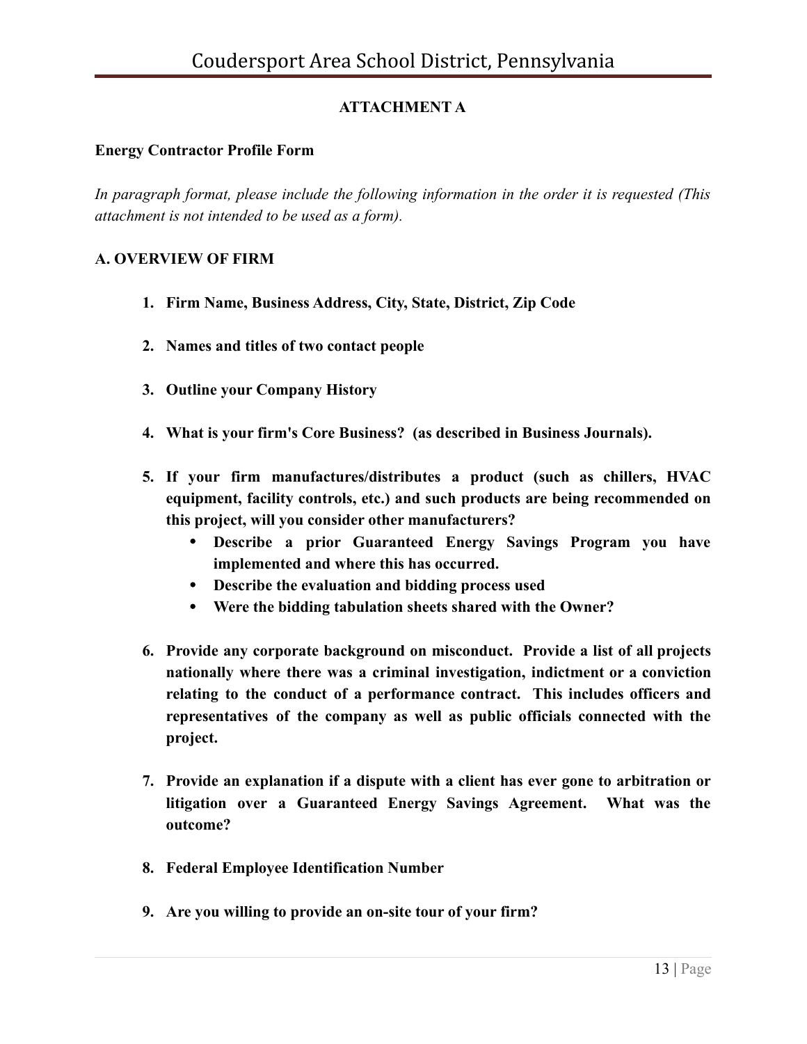## ATTACHMENT A

**Energy Contractor Profile Form**

*In paragraph format, please include the following information in the order it is requested (This attachment is not intended to be used as a form).*

### A. OVERVIEW OF FIRM

1. **Firm Name, Business Address, City, State, District, Zip Code**

2. **Names and titles of two contact people**

3. **Outline your Company History**

4. **What is your firm's Core Business? (as described in Business Journals).**

5. **If your firm manufactures/distributes a product (such as chillers, HVAC equipment, facility controls, etc.) and such products are being recommended on this project, will you consider other manufacturers?**
   - **Describe a prior Guaranteed Energy Savings Program you have implemented and where this has occurred.**
   - **Describe the evaluation and bidding process used**
   - **Were the bidding tabulation sheets shared with the Owner?**

6. **Provide any corporate background on misconduct. Provide a list of all projects nationally where there was a criminal investigation, indictment or a conviction relating to the conduct of a performance contract. This includes officers and representatives of the company as well as public officials connected with the project.**

7. **Provide an explanation if a dispute with a client has ever gone to arbitration or litigation over a Guaranteed Energy Savings Agreement. What was the outcome?**

8. **Federal Employee Identification Number**

9. **Are you willing to provide an on-site tour of your firm?**